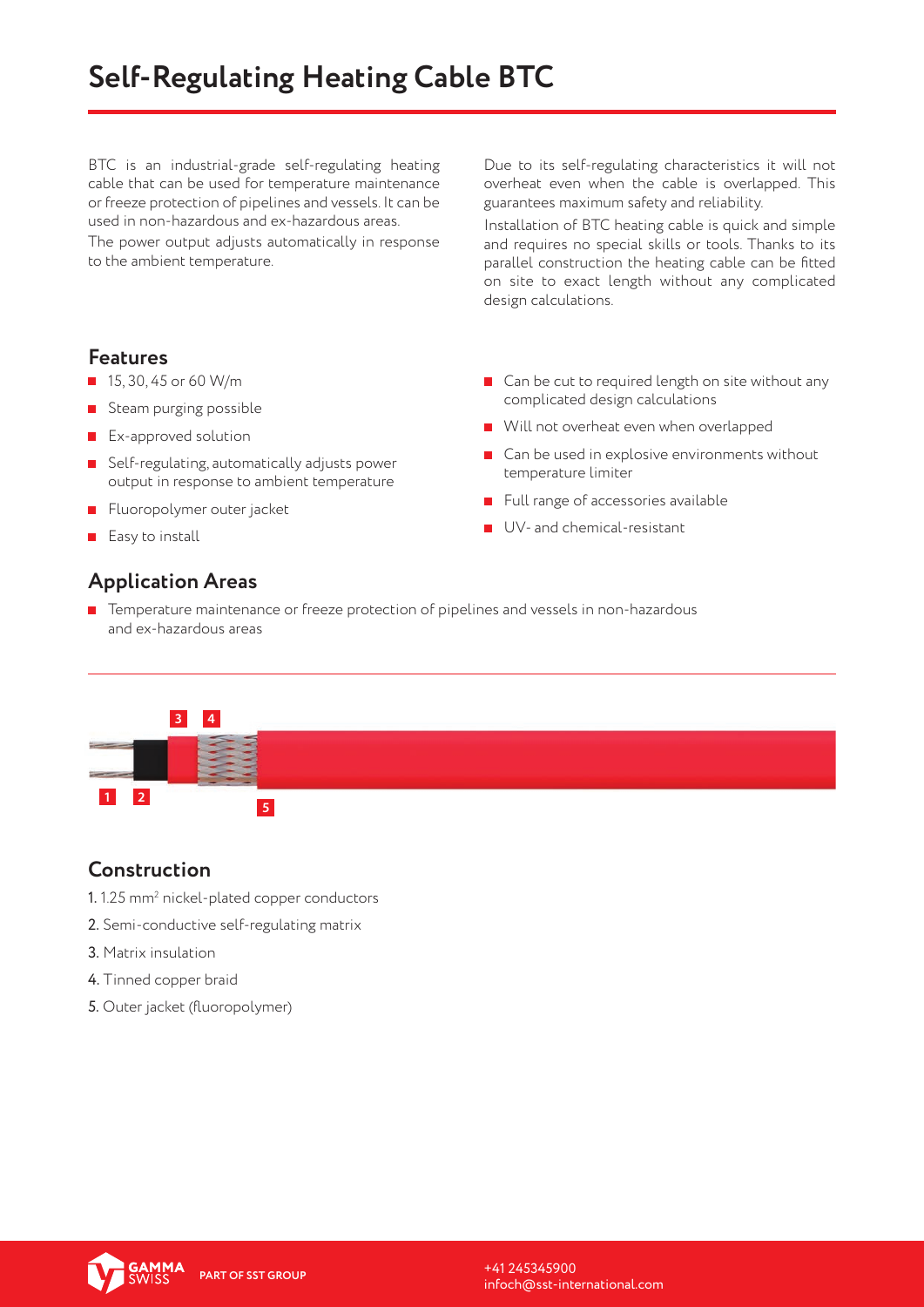# Self-Regulating Heating Cable BTC

BTC is an industrial-grade self-regulating heating cable that can be used for temperature maintenance or freeze protection of pipelines and vessels. It can be used in non-hazardous and ex-hazardous areas.

The power output adjusts automatically in response to the ambient temperature.

Due to its self-regulating characteristics it will not overheat even when the cable is overlapped. This guarantees maximum safety and reliability.

Installation of BTC heating cable is quick and simple and requires no special skills or tools. Thanks to its parallel construction the heating cable can be fitted on site to exact length without any complicated design calculations.

## Features

- 15, 30, 45 or 60 W/m
- Steam purging possible
- Ex-approved solution
- Self-regulating, automatically adjusts power output in response to ambient temperature
- Fluoropolymer outer jacket
- Easy to install
- Can be cut to required length on site without any complicated design calculations
- Will not overheat even when overlapped
- Can be used in explosive environments without temperature limiter
- Full range of accessories available
- UV- and chemical-resistant

## Application Areas

- Temperature maintenance or freeze protection of pipelines and vessels in non-hazardous and ex-hazardous areas

## Construction

1. 1.25 mm$^2$ nickel-plated copper conductors
2. Semi-conductive self-regulating matrix
3. Matrix insulation
4. Tinned copper braid
5. Outer jacket (fluoropolymer)

GAMMA SWISS PART OF SST GROUP

+41 245345900
infoch@sst-international.com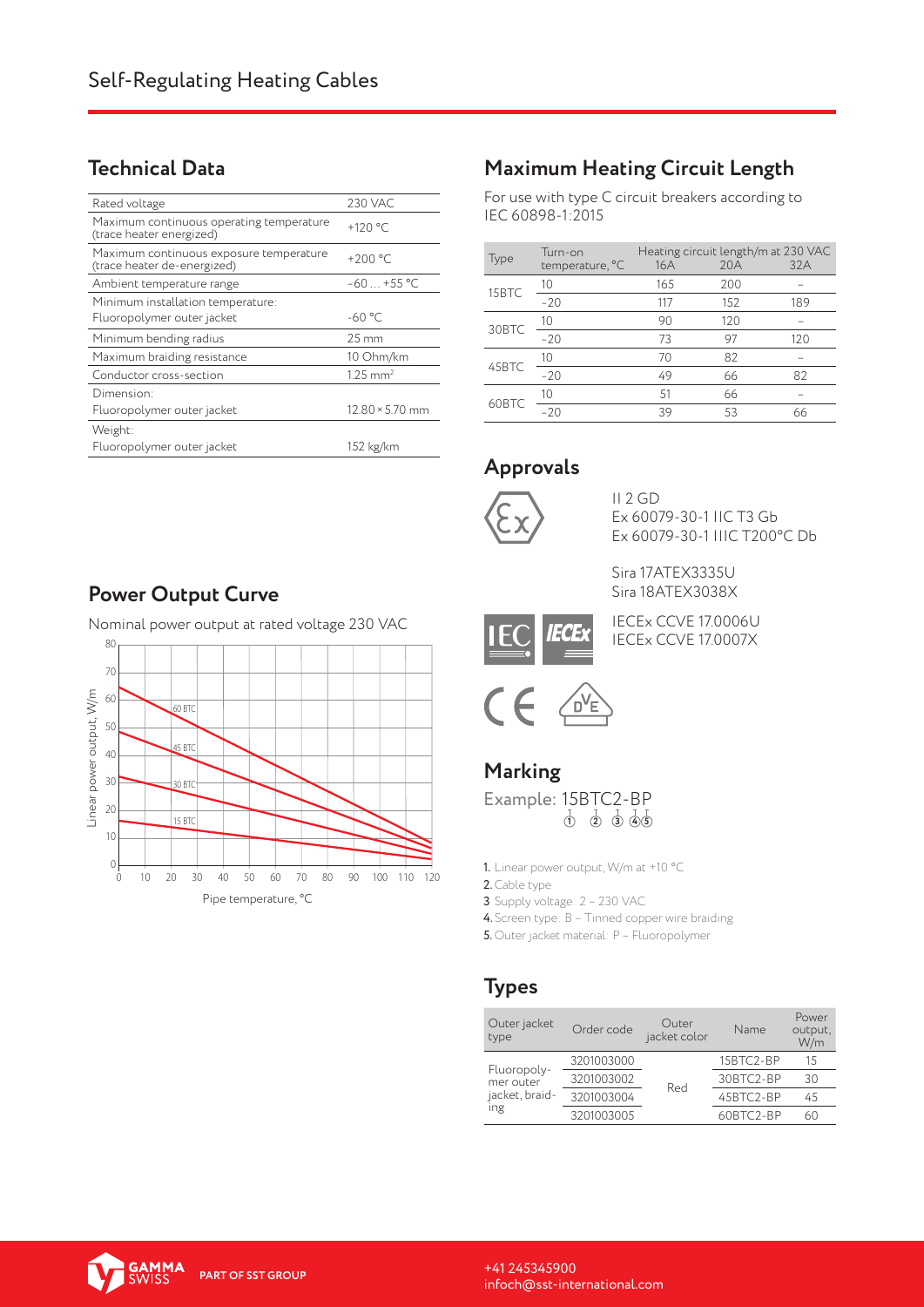# Self-Regulating Heating Cables

## Technical Data

| | |
|---|---|
| Rated voltage | 230 VAC |
| Maximum continuous operating temperature (trace heater energized) | +120 °C |
| Maximum continuous exposure temperature (trace heater de-energized) | +200 °C |
| Ambient temperature range | –60 … +55 °C |
| Minimum installation temperature: Fluoropolymer outer jacket | -60 °C |
| Minimum bending radius | 25 mm |
| Maximum braiding resistance | 10 Ohm/km |
| Conductor cross-section | 1.25 mm² |
| Dimension: Fluoropolymer outer jacket | 12.80 × 5.70 mm |
| Weight: Fluoropolymer outer jacket | 152 kg/km |

## Maximum Heating Circuit Length

For use with type C circuit breakers according to IEC 60898-1:2015

| Type | Turn-on temperature, °C | Heating circuit length/m at 230 VAC | | |
|---|---|---|---|---|
| | | 16A | 20A | 32A |
| 15BTC | 10 | 165 | 200 | – |
| | –20 | 117 | 152 | 189 |
| 30BTC | 10 | 90 | 120 | – |
| | –20 | 73 | 97 | 120 |
| 45BTC | 10 | 70 | 82 | – |
| | –20 | 49 | 66 | 82 |
| 60BTC | 10 | 51 | 66 | – |
| | –20 | 39 | 53 | 66 |

## Power Output Curve

Nominal power output at rated voltage 230 VAC

Linear power output, W/m

0
10
20
30
40
50
60
70
80

60 BTC
45 BTC
30 BTC
15 BTC

0 10 20 30 40 50 60 70 80 90 100 110 120

Pipe temperature, °C

## Approvals

II 2 GD
Ex 60079-30-1 IIC T3 Gb
Ex 60079-30-1 IIIC T200°C Db

Sira 17ATEX3335U
Sira 18ATEX3038X

IECEx CCVE 17.0006U
IECEx CCVE 17.0007X

## Marking

Example: 15BTC2-BP

1. Linear power output, W/m at +10 °C
2. Cable type
3. Supply voltage: 2 – 230 VAC
4. Screen type: B – Tinned copper wire braiding
5. Outer jacket material: P – Fluoropolymer

## Types

| Outer jacket type | Order code | Outer jacket color | Name | Power output, W/m |
|---|---|---|---|---|
| Fluoropolymer outer jacket, braiding | 3201003000 | Red | 15BTC2-BP | 15 |
| | 3201003002 | | 30BTC2-BP | 30 |
| | 3201003004 | | 45BTC2-BP | 45 |
| | 3201003005 | | 60BTC2-BP | 60 |

GAMMA SWISS PART OF SST GROUP

+41 245345900
infoch@sst-international.com